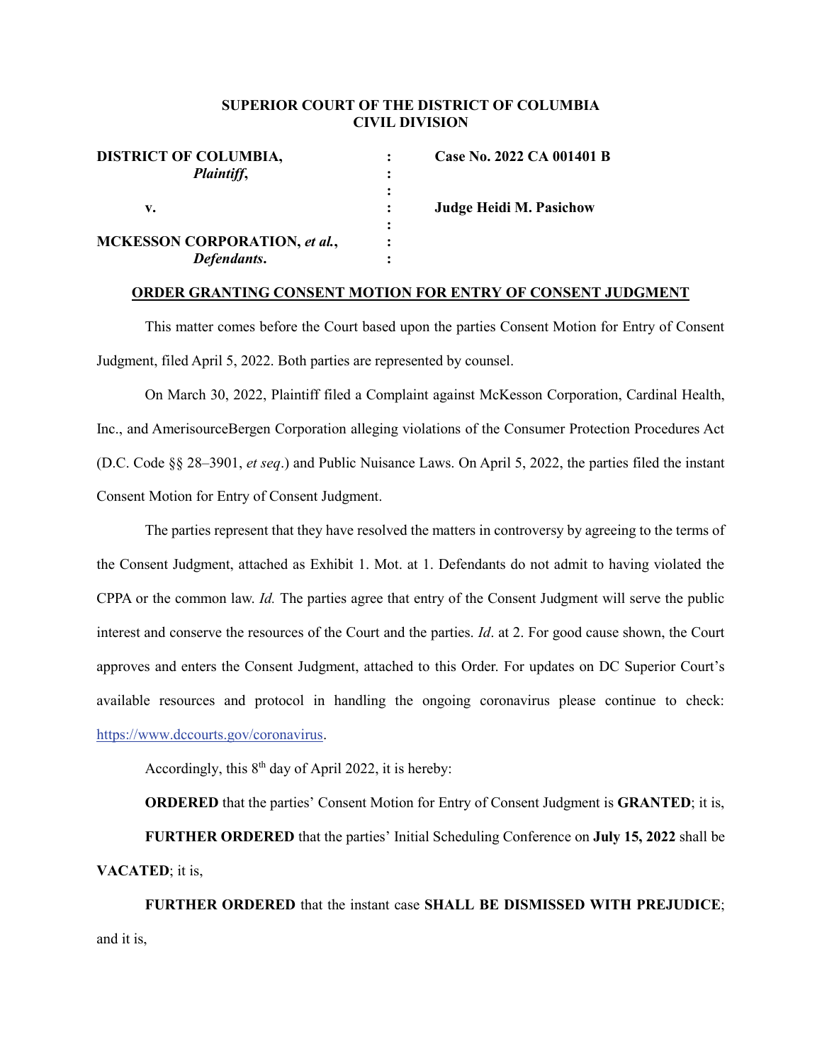**SUPERIOR COURT OF THE DISTRICT OF COLUMBIA**
**CIVIL DIVISION**

| | | |
|---|---|---|
| **DISTRICT OF COLUMBIA,** *Plaintiff*, | : | **Case No. 2022 CA 001401 B** |
| **v.** | : | **Judge Heidi M. Pasichow** |
| **MCKESSON CORPORATION,** *et al.*, *Defendants*. | : | |

**ORDER GRANTING CONSENT MOTION FOR ENTRY OF CONSENT JUDGMENT**

This matter comes before the Court based upon the parties Consent Motion for Entry of Consent Judgment, filed April 5, 2022. Both parties are represented by counsel.

On March 30, 2022, Plaintiff filed a Complaint against McKesson Corporation, Cardinal Health, Inc., and AmerisourceBergen Corporation alleging violations of the Consumer Protection Procedures Act (D.C. Code §§ 28–3901, *et seq*.) and Public Nuisance Laws. On April 5, 2022, the parties filed the instant Consent Motion for Entry of Consent Judgment.

The parties represent that they have resolved the matters in controversy by agreeing to the terms of the Consent Judgment, attached as Exhibit 1. Mot. at 1. Defendants do not admit to having violated the CPPA or the common law. *Id.* The parties agree that entry of the Consent Judgment will serve the public interest and conserve the resources of the Court and the parties. *Id*. at 2. For good cause shown, the Court approves and enters the Consent Judgment, attached to this Order. For updates on DC Superior Court's available resources and protocol in handling the ongoing coronavirus please continue to check: https://www.dccourts.gov/coronavirus.

Accordingly, this 8th day of April 2022, it is hereby:

**ORDERED** that the parties' Consent Motion for Entry of Consent Judgment is **GRANTED**; it is,

**FURTHER ORDERED** that the parties' Initial Scheduling Conference on **July 15, 2022** shall be **VACATED**; it is,

**FURTHER ORDERED** that the instant case **SHALL BE DISMISSED WITH PREJUDICE**; and it is,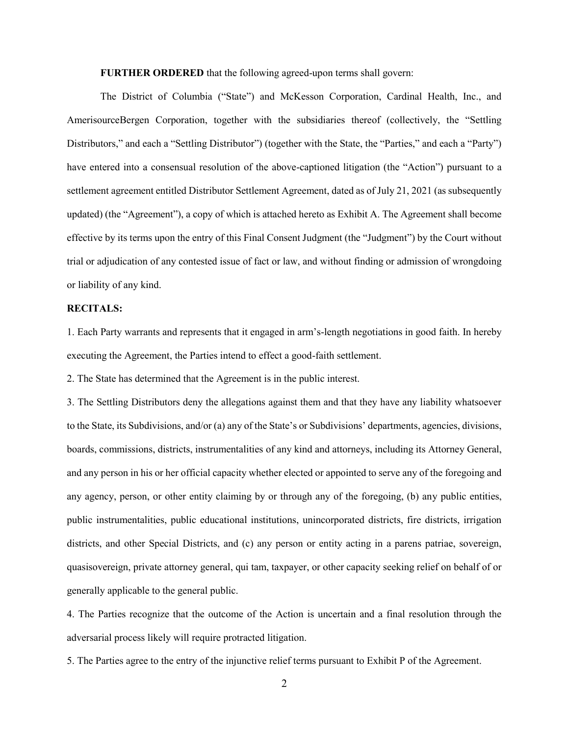**FURTHER ORDERED** that the following agreed-upon terms shall govern:

The District of Columbia ("State") and McKesson Corporation, Cardinal Health, Inc., and AmerisourceBergen Corporation, together with the subsidiaries thereof (collectively, the "Settling Distributors," and each a "Settling Distributor") (together with the State, the "Parties," and each a "Party") have entered into a consensual resolution of the above-captioned litigation (the "Action") pursuant to a settlement agreement entitled Distributor Settlement Agreement, dated as of July 21, 2021 (as subsequently updated) (the "Agreement"), a copy of which is attached hereto as Exhibit A. The Agreement shall become effective by its terms upon the entry of this Final Consent Judgment (the "Judgment") by the Court without trial or adjudication of any contested issue of fact or law, and without finding or admission of wrongdoing or liability of any kind.

**RECITALS:**

1. Each Party warrants and represents that it engaged in arm's-length negotiations in good faith. In hereby executing the Agreement, the Parties intend to effect a good-faith settlement.

2. The State has determined that the Agreement is in the public interest.

3. The Settling Distributors deny the allegations against them and that they have any liability whatsoever to the State, its Subdivisions, and/or (a) any of the State's or Subdivisions' departments, agencies, divisions, boards, commissions, districts, instrumentalities of any kind and attorneys, including its Attorney General, and any person in his or her official capacity whether elected or appointed to serve any of the foregoing and any agency, person, or other entity claiming by or through any of the foregoing, (b) any public entities, public instrumentalities, public educational institutions, unincorporated districts, fire districts, irrigation districts, and other Special Districts, and (c) any person or entity acting in a parens patriae, sovereign, quasisovereign, private attorney general, qui tam, taxpayer, or other capacity seeking relief on behalf of or generally applicable to the general public.

4. The Parties recognize that the outcome of the Action is uncertain and a final resolution through the adversarial process likely will require protracted litigation.

5. The Parties agree to the entry of the injunctive relief terms pursuant to Exhibit P of the Agreement.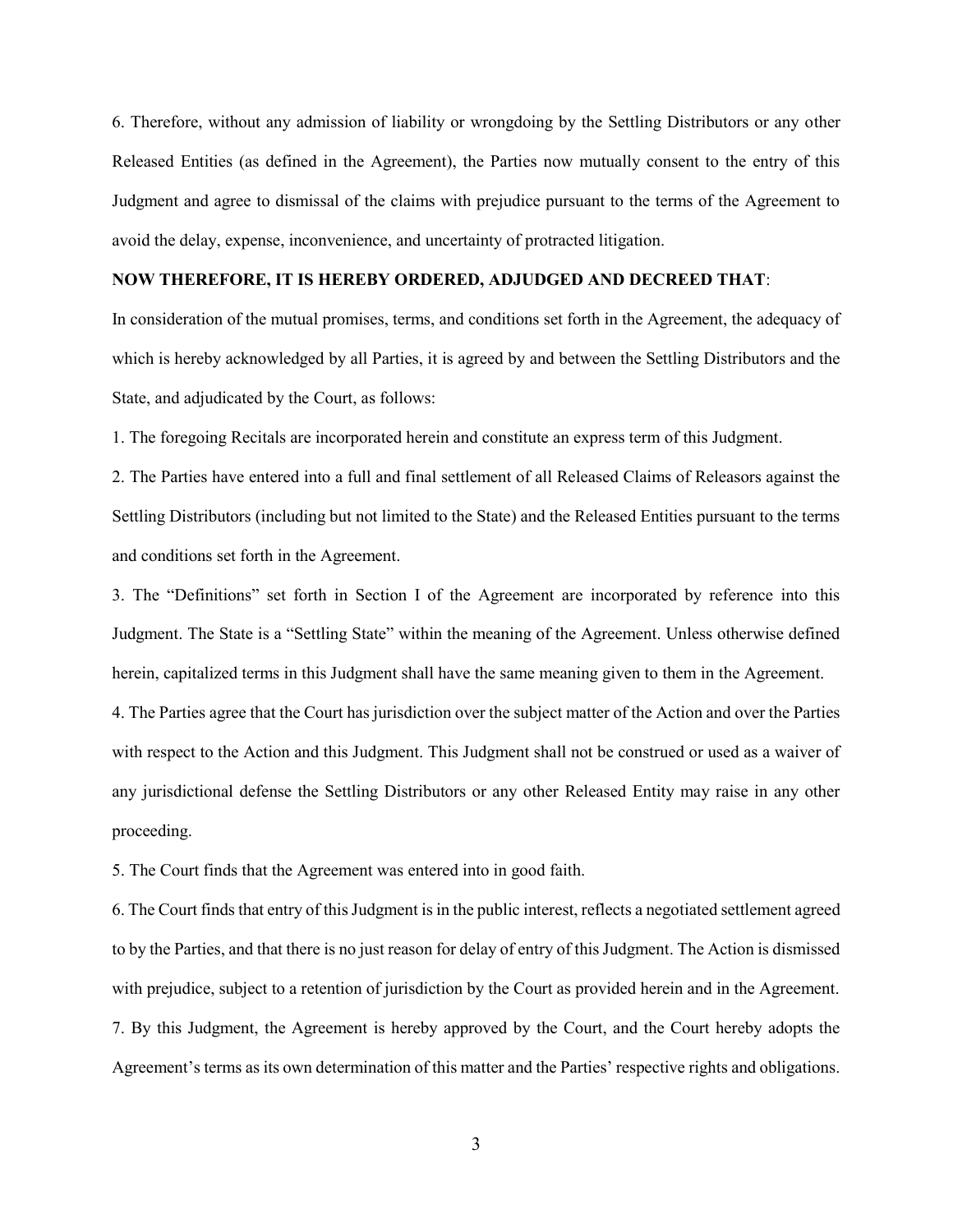6. Therefore, without any admission of liability or wrongdoing by the Settling Distributors or any other Released Entities (as defined in the Agreement), the Parties now mutually consent to the entry of this Judgment and agree to dismissal of the claims with prejudice pursuant to the terms of the Agreement to avoid the delay, expense, inconvenience, and uncertainty of protracted litigation.

**NOW THEREFORE, IT IS HEREBY ORDERED, ADJUDGED AND DECREED THAT**:

In consideration of the mutual promises, terms, and conditions set forth in the Agreement, the adequacy of which is hereby acknowledged by all Parties, it is agreed by and between the Settling Distributors and the State, and adjudicated by the Court, as follows:

1. The foregoing Recitals are incorporated herein and constitute an express term of this Judgment.

2. The Parties have entered into a full and final settlement of all Released Claims of Releasors against the Settling Distributors (including but not limited to the State) and the Released Entities pursuant to the terms and conditions set forth in the Agreement.

3. The "Definitions" set forth in Section I of the Agreement are incorporated by reference into this Judgment. The State is a "Settling State" within the meaning of the Agreement. Unless otherwise defined herein, capitalized terms in this Judgment shall have the same meaning given to them in the Agreement.

4. The Parties agree that the Court has jurisdiction over the subject matter of the Action and over the Parties with respect to the Action and this Judgment. This Judgment shall not be construed or used as a waiver of any jurisdictional defense the Settling Distributors or any other Released Entity may raise in any other proceeding.

5. The Court finds that the Agreement was entered into in good faith.

6. The Court finds that entry of this Judgment is in the public interest, reflects a negotiated settlement agreed to by the Parties, and that there is no just reason for delay of entry of this Judgment. The Action is dismissed with prejudice, subject to a retention of jurisdiction by the Court as provided herein and in the Agreement.

7. By this Judgment, the Agreement is hereby approved by the Court, and the Court hereby adopts the Agreement's terms as its own determination of this matter and the Parties' respective rights and obligations.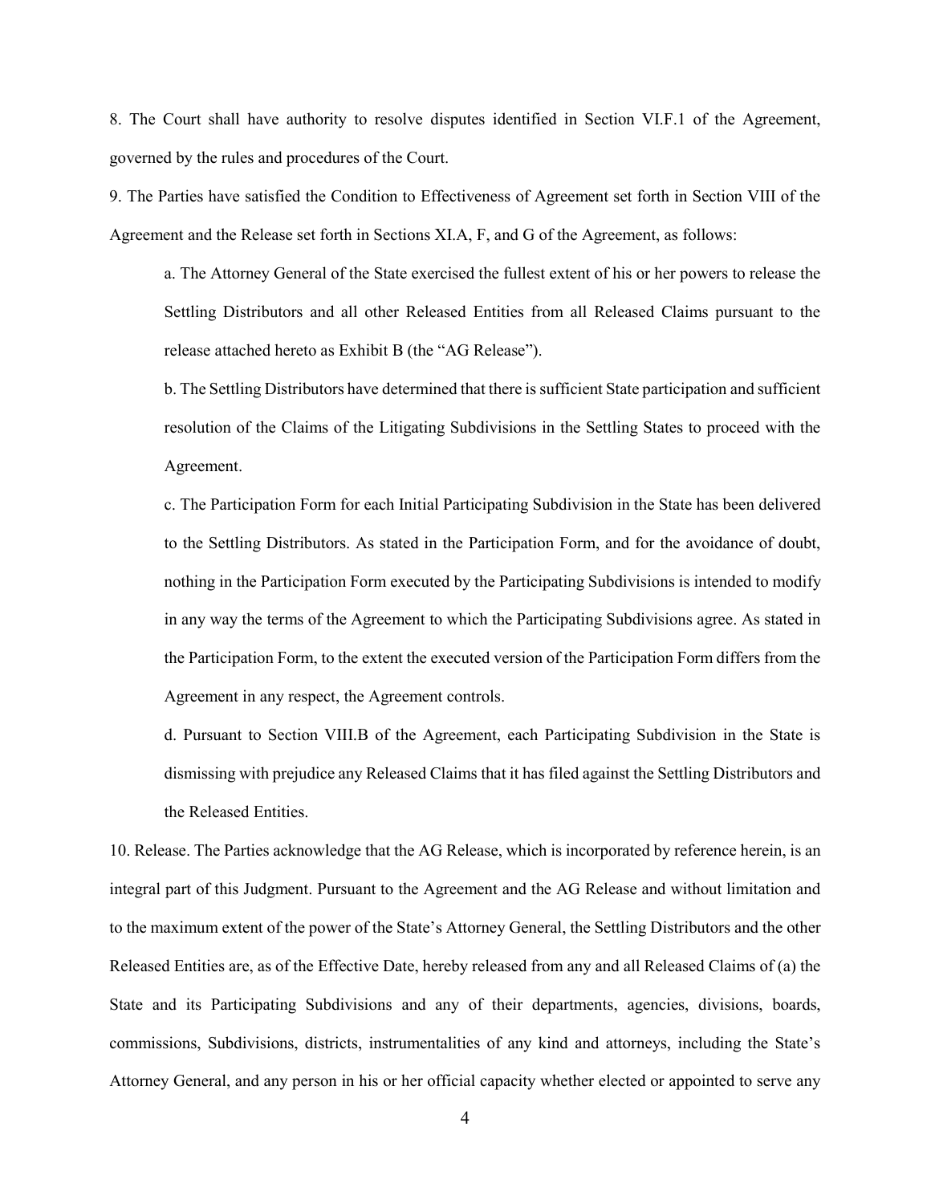8. The Court shall have authority to resolve disputes identified in Section VI.F.1 of the Agreement, governed by the rules and procedures of the Court.

9. The Parties have satisfied the Condition to Effectiveness of Agreement set forth in Section VIII of the Agreement and the Release set forth in Sections XI.A, F, and G of the Agreement, as follows:

   a. The Attorney General of the State exercised the fullest extent of his or her powers to release the Settling Distributors and all other Released Entities from all Released Claims pursuant to the release attached hereto as Exhibit B (the "AG Release").

   b. The Settling Distributors have determined that there is sufficient State participation and sufficient resolution of the Claims of the Litigating Subdivisions in the Settling States to proceed with the Agreement.

   c. The Participation Form for each Initial Participating Subdivision in the State has been delivered to the Settling Distributors. As stated in the Participation Form, and for the avoidance of doubt, nothing in the Participation Form executed by the Participating Subdivisions is intended to modify in any way the terms of the Agreement to which the Participating Subdivisions agree. As stated in the Participation Form, to the extent the executed version of the Participation Form differs from the Agreement in any respect, the Agreement controls.

   d. Pursuant to Section VIII.B of the Agreement, each Participating Subdivision in the State is dismissing with prejudice any Released Claims that it has filed against the Settling Distributors and the Released Entities.

10. Release. The Parties acknowledge that the AG Release, which is incorporated by reference herein, is an integral part of this Judgment. Pursuant to the Agreement and the AG Release and without limitation and to the maximum extent of the power of the State's Attorney General, the Settling Distributors and the other Released Entities are, as of the Effective Date, hereby released from any and all Released Claims of (a) the State and its Participating Subdivisions and any of their departments, agencies, divisions, boards, commissions, Subdivisions, districts, instrumentalities of any kind and attorneys, including the State's Attorney General, and any person in his or her official capacity whether elected or appointed to serve any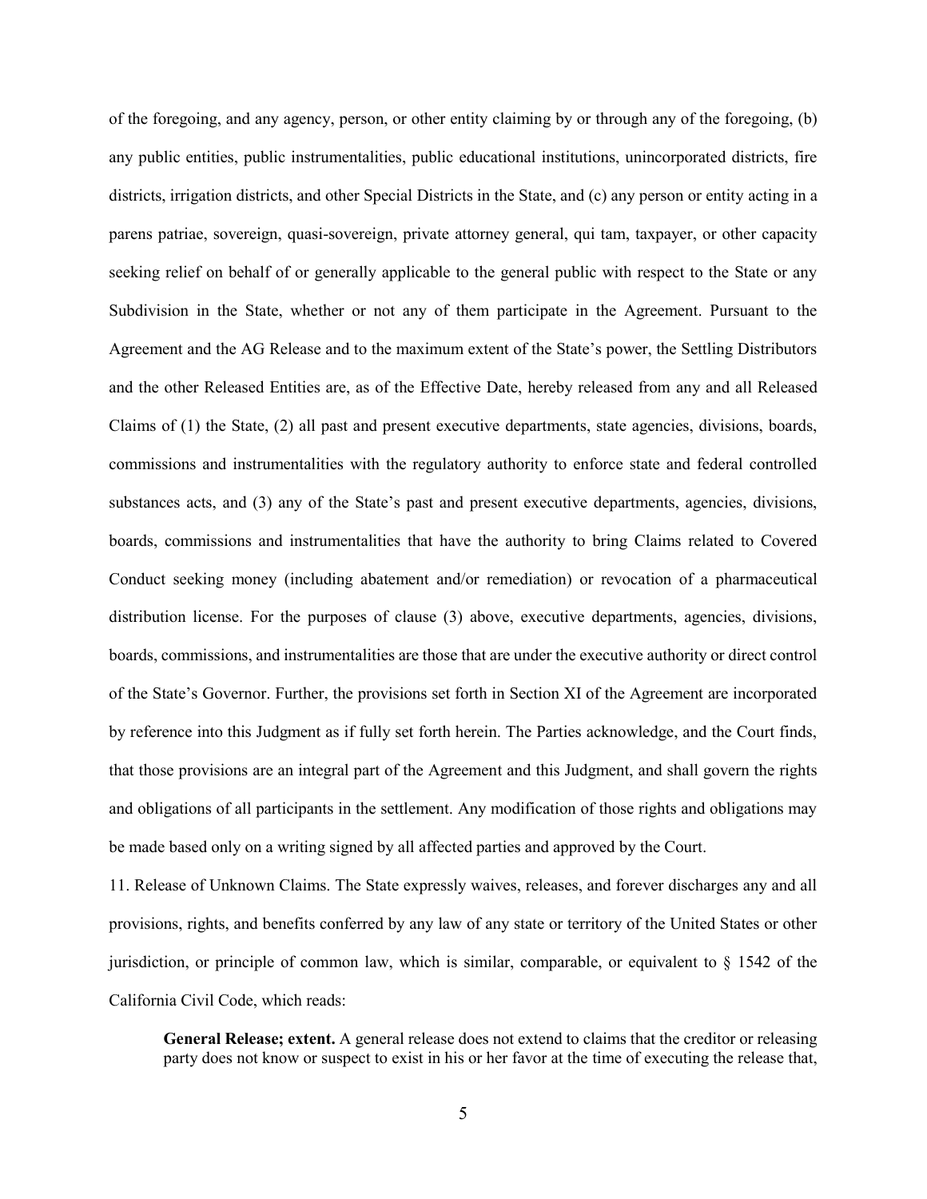of the foregoing, and any agency, person, or other entity claiming by or through any of the foregoing, (b) any public entities, public instrumentalities, public educational institutions, unincorporated districts, fire districts, irrigation districts, and other Special Districts in the State, and (c) any person or entity acting in a parens patriae, sovereign, quasi-sovereign, private attorney general, qui tam, taxpayer, or other capacity seeking relief on behalf of or generally applicable to the general public with respect to the State or any Subdivision in the State, whether or not any of them participate in the Agreement. Pursuant to the Agreement and the AG Release and to the maximum extent of the State's power, the Settling Distributors and the other Released Entities are, as of the Effective Date, hereby released from any and all Released Claims of (1) the State, (2) all past and present executive departments, state agencies, divisions, boards, commissions and instrumentalities with the regulatory authority to enforce state and federal controlled substances acts, and (3) any of the State's past and present executive departments, agencies, divisions, boards, commissions and instrumentalities that have the authority to bring Claims related to Covered Conduct seeking money (including abatement and/or remediation) or revocation of a pharmaceutical distribution license. For the purposes of clause (3) above, executive departments, agencies, divisions, boards, commissions, and instrumentalities are those that are under the executive authority or direct control of the State's Governor. Further, the provisions set forth in Section XI of the Agreement are incorporated by reference into this Judgment as if fully set forth herein. The Parties acknowledge, and the Court finds, that those provisions are an integral part of the Agreement and this Judgment, and shall govern the rights and obligations of all participants in the settlement. Any modification of those rights and obligations may be made based only on a writing signed by all affected parties and approved by the Court.

11. Release of Unknown Claims. The State expressly waives, releases, and forever discharges any and all provisions, rights, and benefits conferred by any law of any state or territory of the United States or other jurisdiction, or principle of common law, which is similar, comparable, or equivalent to § 1542 of the California Civil Code, which reads:

> **General Release; extent.** A general release does not extend to claims that the creditor or releasing party does not know or suspect to exist in his or her favor at the time of executing the release that,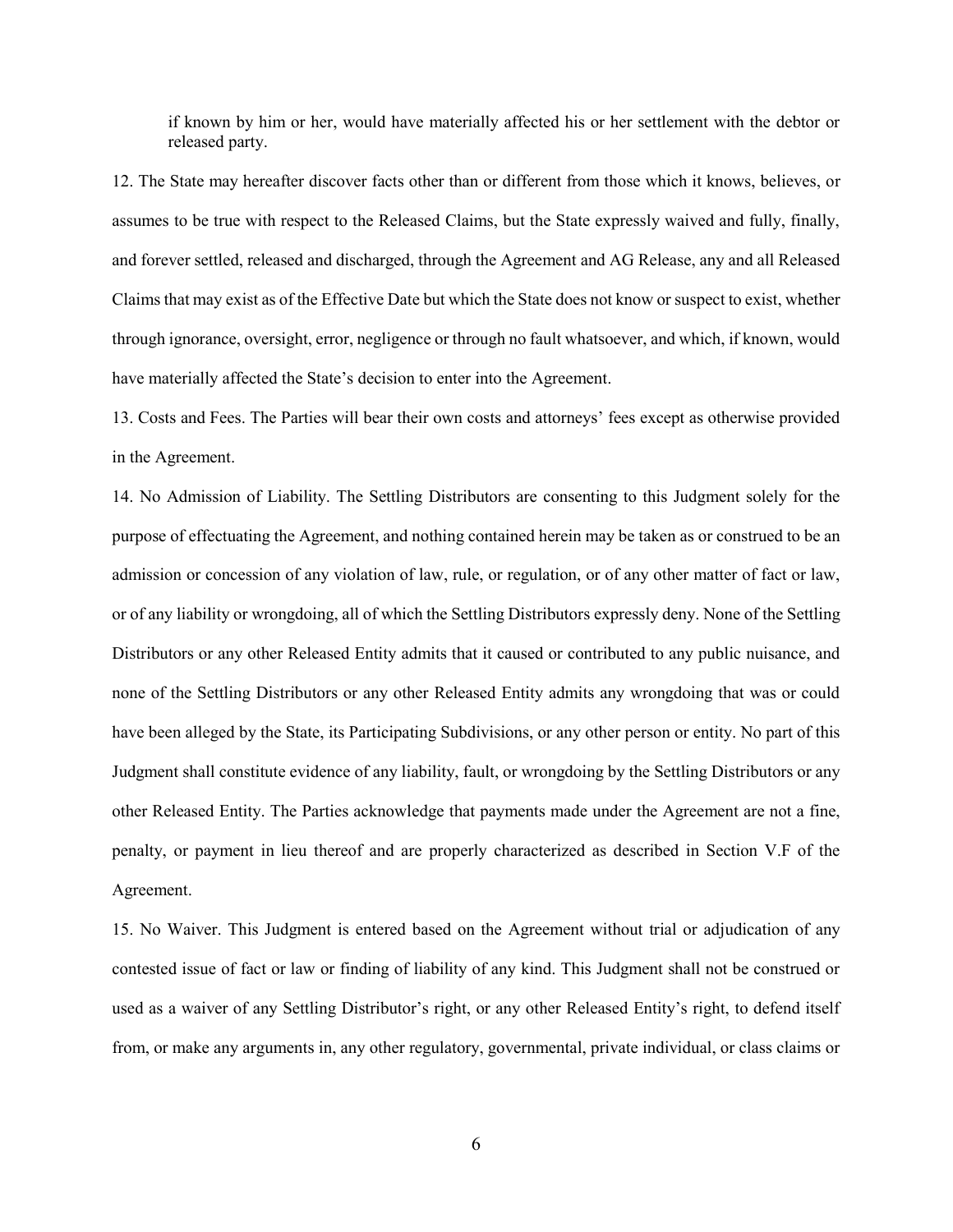> if known by him or her, would have materially affected his or her settlement with the debtor or released party.

12. The State may hereafter discover facts other than or different from those which it knows, believes, or assumes to be true with respect to the Released Claims, but the State expressly waived and fully, finally, and forever settled, released and discharged, through the Agreement and AG Release, any and all Released Claims that may exist as of the Effective Date but which the State does not know or suspect to exist, whether through ignorance, oversight, error, negligence or through no fault whatsoever, and which, if known, would have materially affected the State's decision to enter into the Agreement.

13. Costs and Fees. The Parties will bear their own costs and attorneys' fees except as otherwise provided in the Agreement.

14. No Admission of Liability. The Settling Distributors are consenting to this Judgment solely for the purpose of effectuating the Agreement, and nothing contained herein may be taken as or construed to be an admission or concession of any violation of law, rule, or regulation, or of any other matter of fact or law, or of any liability or wrongdoing, all of which the Settling Distributors expressly deny. None of the Settling Distributors or any other Released Entity admits that it caused or contributed to any public nuisance, and none of the Settling Distributors or any other Released Entity admits any wrongdoing that was or could have been alleged by the State, its Participating Subdivisions, or any other person or entity. No part of this Judgment shall constitute evidence of any liability, fault, or wrongdoing by the Settling Distributors or any other Released Entity. The Parties acknowledge that payments made under the Agreement are not a fine, penalty, or payment in lieu thereof and are properly characterized as described in Section V.F of the Agreement.

15. No Waiver. This Judgment is entered based on the Agreement without trial or adjudication of any contested issue of fact or law or finding of liability of any kind. This Judgment shall not be construed or used as a waiver of any Settling Distributor's right, or any other Released Entity's right, to defend itself from, or make any arguments in, any other regulatory, governmental, private individual, or class claims or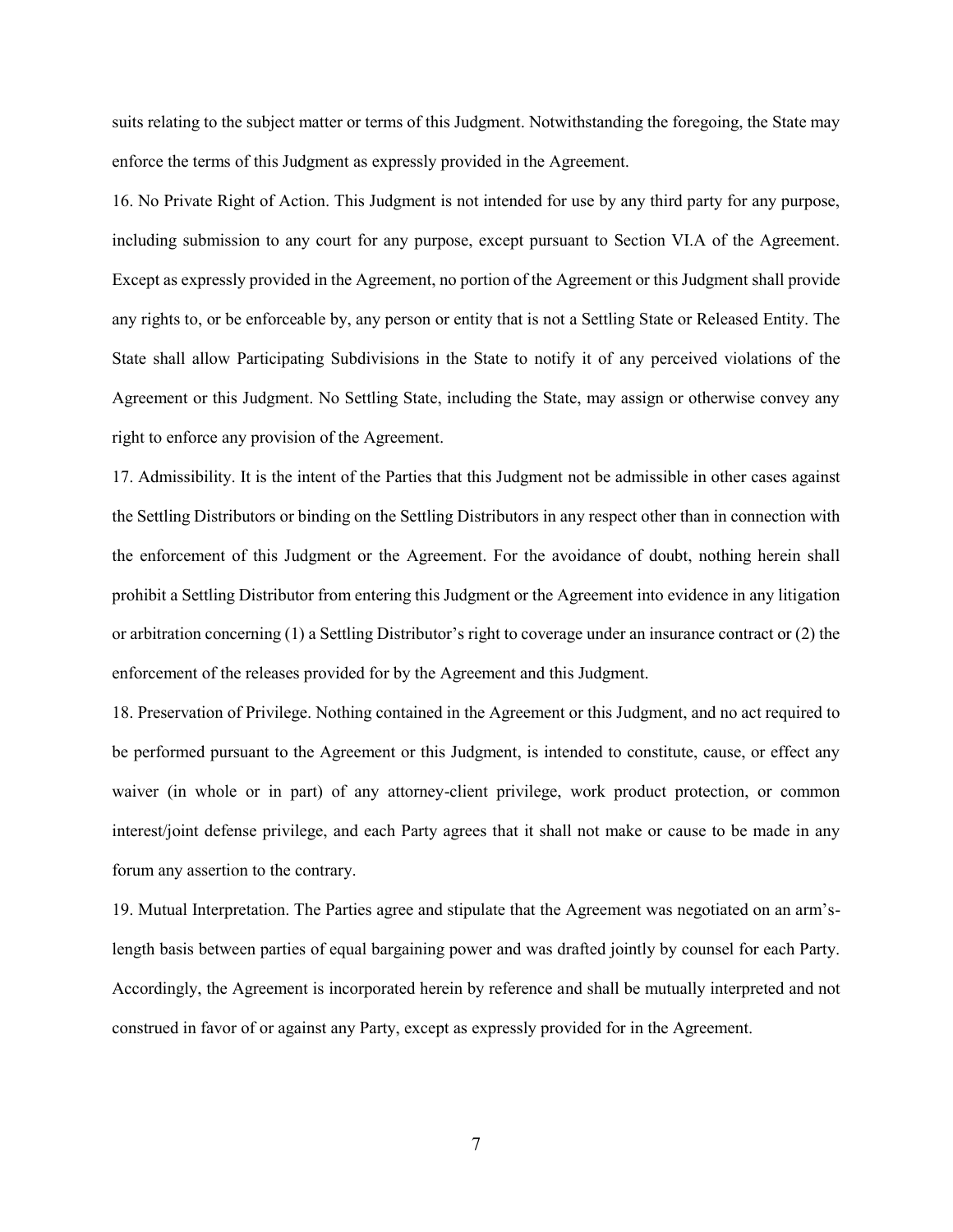suits relating to the subject matter or terms of this Judgment. Notwithstanding the foregoing, the State may enforce the terms of this Judgment as expressly provided in the Agreement.

16. No Private Right of Action. This Judgment is not intended for use by any third party for any purpose, including submission to any court for any purpose, except pursuant to Section VI.A of the Agreement. Except as expressly provided in the Agreement, no portion of the Agreement or this Judgment shall provide any rights to, or be enforceable by, any person or entity that is not a Settling State or Released Entity. The State shall allow Participating Subdivisions in the State to notify it of any perceived violations of the Agreement or this Judgment. No Settling State, including the State, may assign or otherwise convey any right to enforce any provision of the Agreement.

17. Admissibility. It is the intent of the Parties that this Judgment not be admissible in other cases against the Settling Distributors or binding on the Settling Distributors in any respect other than in connection with the enforcement of this Judgment or the Agreement. For the avoidance of doubt, nothing herein shall prohibit a Settling Distributor from entering this Judgment or the Agreement into evidence in any litigation or arbitration concerning (1) a Settling Distributor's right to coverage under an insurance contract or (2) the enforcement of the releases provided for by the Agreement and this Judgment.

18. Preservation of Privilege. Nothing contained in the Agreement or this Judgment, and no act required to be performed pursuant to the Agreement or this Judgment, is intended to constitute, cause, or effect any waiver (in whole or in part) of any attorney-client privilege, work product protection, or common interest/joint defense privilege, and each Party agrees that it shall not make or cause to be made in any forum any assertion to the contrary.

19. Mutual Interpretation. The Parties agree and stipulate that the Agreement was negotiated on an arm's-length basis between parties of equal bargaining power and was drafted jointly by counsel for each Party. Accordingly, the Agreement is incorporated herein by reference and shall be mutually interpreted and not construed in favor of or against any Party, except as expressly provided for in the Agreement.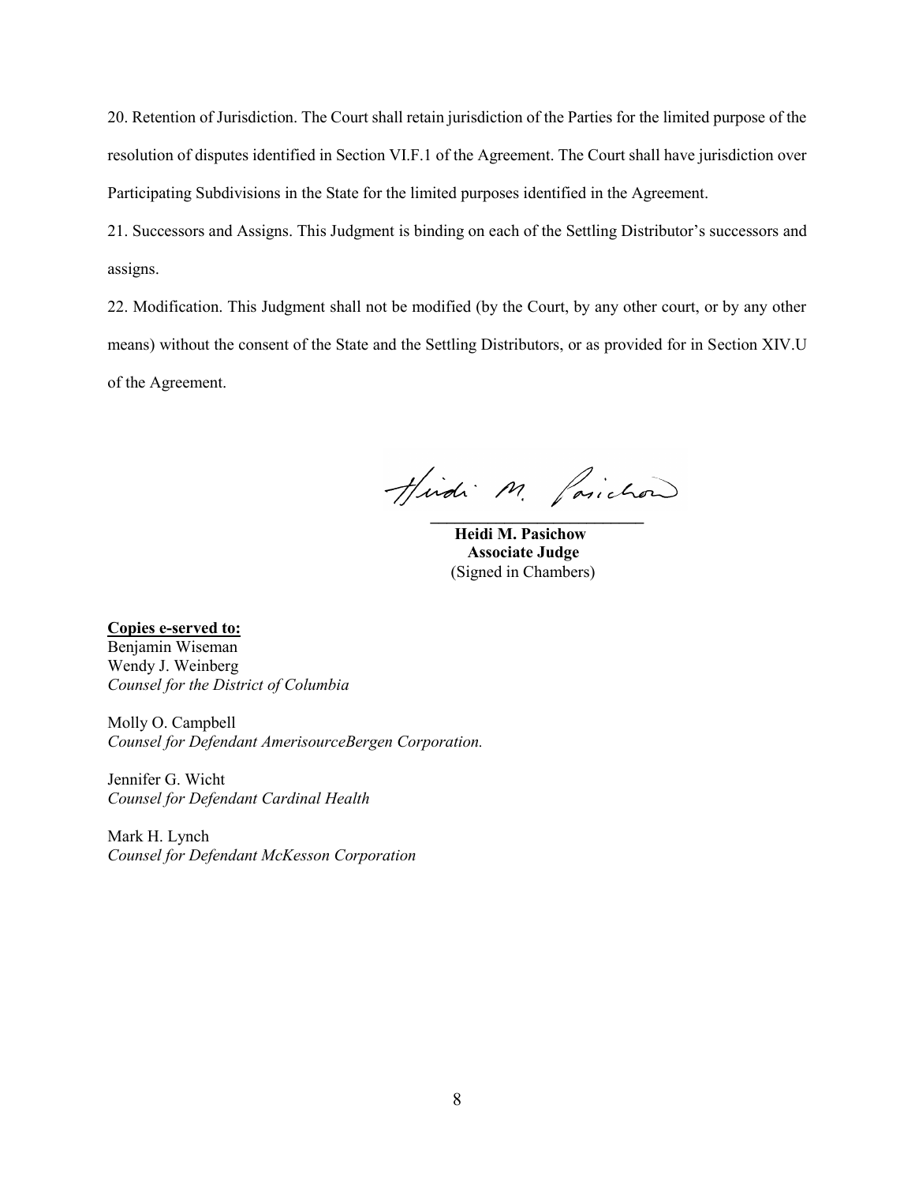20. Retention of Jurisdiction. The Court shall retain jurisdiction of the Parties for the limited purpose of the resolution of disputes identified in Section VI.F.1 of the Agreement. The Court shall have jurisdiction over Participating Subdivisions in the State for the limited purposes identified in the Agreement.

21. Successors and Assigns. This Judgment is binding on each of the Settling Distributor's successors and assigns.

22. Modification. This Judgment shall not be modified (by the Court, by any other court, or by any other means) without the consent of the State and the Settling Distributors, or as provided for in Section XIV.U of the Agreement.

Heidi M. Pasichow

**Heidi M. Pasichow**
**Associate Judge**
(Signed in Chambers)

**Copies e-served to:**

Benjamin Wiseman
Wendy J. Weinberg
*Counsel for the District of Columbia*

Molly O. Campbell
*Counsel for Defendant AmerisourceBergen Corporation.*

Jennifer G. Wicht
*Counsel for Defendant Cardinal Health*

Mark H. Lynch
*Counsel for Defendant McKesson Corporation*